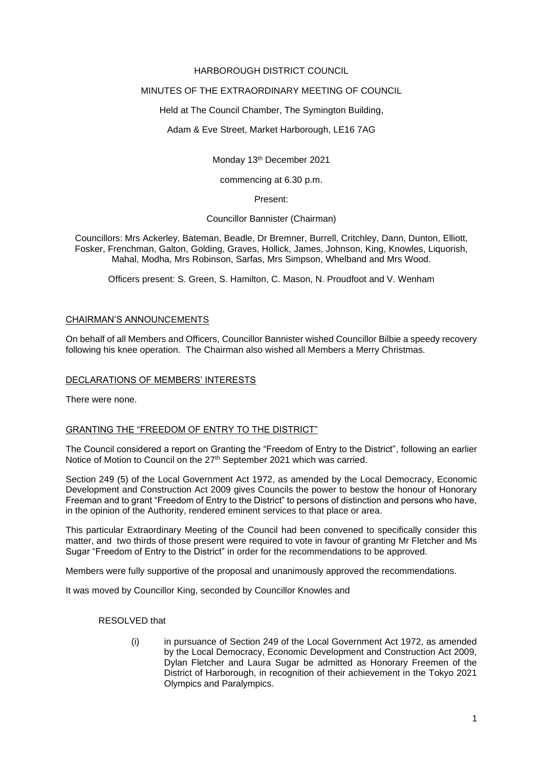HARBOROUGH DISTRICT COUNCIL

MINUTES OF THE EXTRAORDINARY MEETING OF COUNCIL

Held at The Council Chamber, The Symington Building,

Adam & Eve Street, Market Harborough, LE16 7AG

Monday 13th December 2021

commencing at 6.30 p.m.

Present:

Councillor Bannister (Chairman)

Councillors: Mrs Ackerley, Bateman, Beadle, Dr Bremner, Burrell, Critchley, Dann, Dunton, Elliott, Fosker, Frenchman, Galton, Golding, Graves, Hollick, James, Johnson, King, Knowles, Liquorish, Mahal, Modha, Mrs Robinson, Sarfas, Mrs Simpson, Whelband and Mrs Wood.

Officers present: S. Green, S. Hamilton, C. Mason, N. Proudfoot and V. Wenham

## CHAIRMAN'S ANNOUNCEMENTS

On behalf of all Members and Officers, Councillor Bannister wished Councillor Bilbie a speedy recovery following his knee operation. The Chairman also wished all Members a Merry Christmas.

## DECLARATIONS OF MEMBERS' INTERESTS

There were none.

## GRANTING THE "FREEDOM OF ENTRY TO THE DISTRICT"

The Council considered a report on Granting the "Freedom of Entry to the District", following an earlier Notice of Motion to Council on the 27th September 2021 which was carried.

Section 249 (5) of the Local Government Act 1972, as amended by the Local Democracy, Economic Development and Construction Act 2009 gives Councils the power to bestow the honour of Honorary Freeman and to grant "Freedom of Entry to the District" to persons of distinction and persons who have, in the opinion of the Authority, rendered eminent services to that place or area.

This particular Extraordinary Meeting of the Council had been convened to specifically consider this matter, and two thirds of those present were required to vote in favour of granting Mr Fletcher and Ms Sugar "Freedom of Entry to the District" in order for the recommendations to be approved.

Members were fully supportive of the proposal and unanimously approved the recommendations.

It was moved by Councillor King, seconded by Councillor Knowles and

RESOLVED that

(i) in pursuance of Section 249 of the Local Government Act 1972, as amended by the Local Democracy, Economic Development and Construction Act 2009, Dylan Fletcher and Laura Sugar be admitted as Honorary Freemen of the District of Harborough, in recognition of their achievement in the Tokyo 2021 Olympics and Paralympics.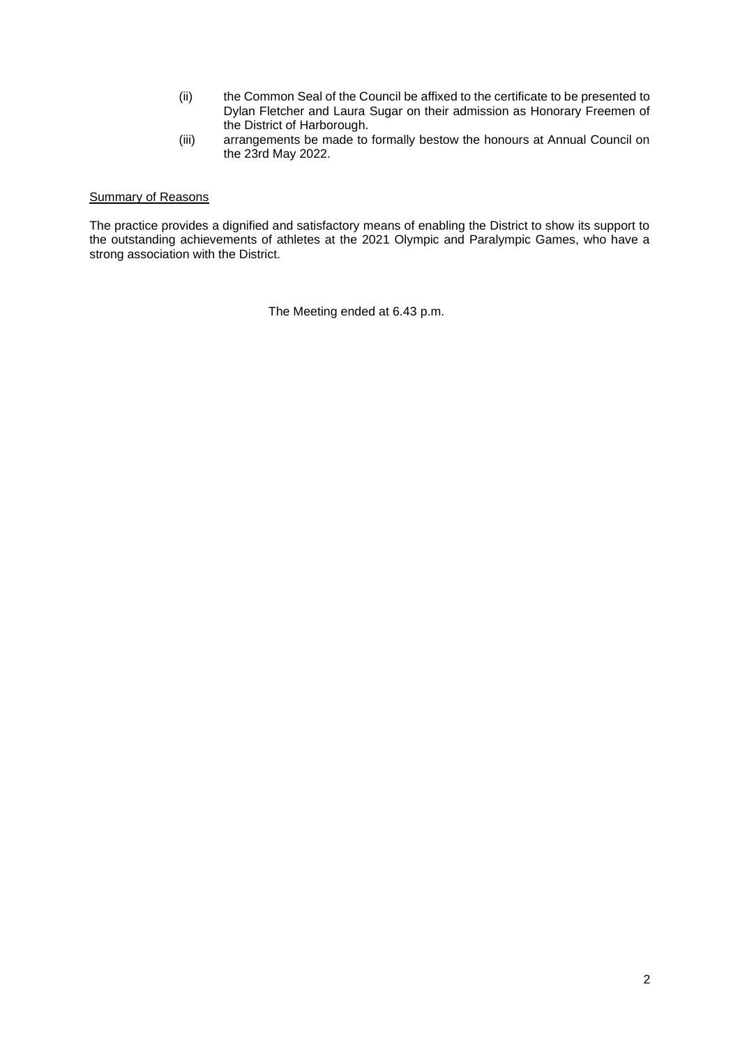(ii) the Common Seal of the Council be affixed to the certificate to be presented to Dylan Fletcher and Laura Sugar on their admission as Honorary Freemen of the District of Harborough.

(iii) arrangements be made to formally bestow the honours at Annual Council on the 23rd May 2022.

<u>Summary of Reasons</u>

The practice provides a dignified and satisfactory means of enabling the District to show its support to the outstanding achievements of athletes at the 2021 Olympic and Paralympic Games, who have a strong association with the District.

The Meeting ended at 6.43 p.m.